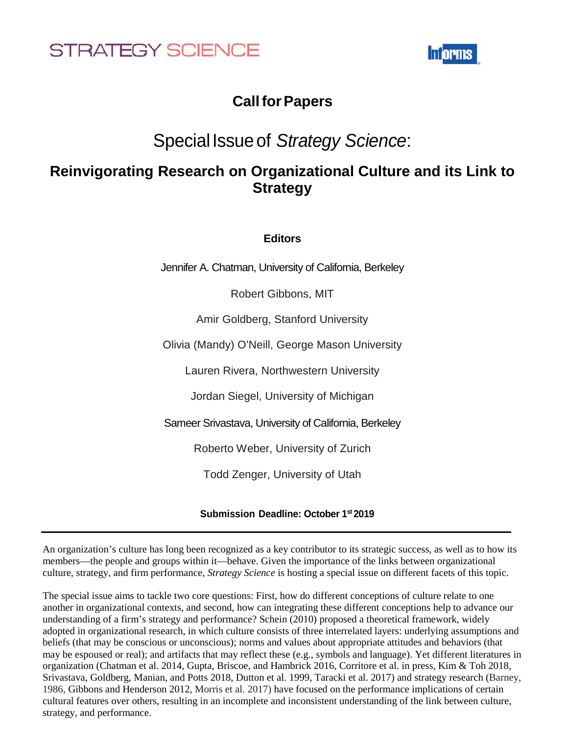STRATEGY SCIENCE

INFORMS

# Call for Papers

## Special Issue of *Strategy Science*:

## Reinvigorating Research on Organizational Culture and its Link to Strategy

**Editors**

Jennifer A. Chatman, University of California, Berkeley

Robert Gibbons, MIT

Amir Goldberg, Stanford University

Olivia (Mandy) O'Neill, George Mason University

Lauren Rivera, Northwestern University

Jordan Siegel, University of Michigan

Sameer Srivastava, University of California, Berkeley

Roberto Weber, University of Zurich

Todd Zenger, University of Utah

**Submission Deadline: October 1st 2019**

---

An organization's culture has long been recognized as a key contributor to its strategic success, as well as to how its members—the people and groups within it—behave. Given the importance of the links between organizational culture, strategy, and firm performance, *Strategy Science* is hosting a special issue on different facets of this topic.

The special issue aims to tackle two core questions: First, how do different conceptions of culture relate to one another in organizational contexts, and second, how can integrating these different conceptions help to advance our understanding of a firm's strategy and performance? Schein (2010) proposed a theoretical framework, widely adopted in organizational research, in which culture consists of three interrelated layers: underlying assumptions and beliefs (that may be conscious or unconscious); norms and values about appropriate attitudes and behaviors (that may be espoused or real); and artifacts that may reflect these (e.g., symbols and language). Yet different literatures in organization (Chatman et al. 2014, Gupta, Briscoe, and Hambrick 2016, Corritore et al. in press, Kim & Toh 2018, Srivastava, Goldberg, Manian, and Potts 2018, Dutton et al. 1999, Taracki et al. 2017) and strategy research (Barney, 1986, Gibbons and Henderson 2012, Morris et al. 2017) have focused on the performance implications of certain cultural features over others, resulting in an incomplete and inconsistent understanding of the link between culture, strategy, and performance.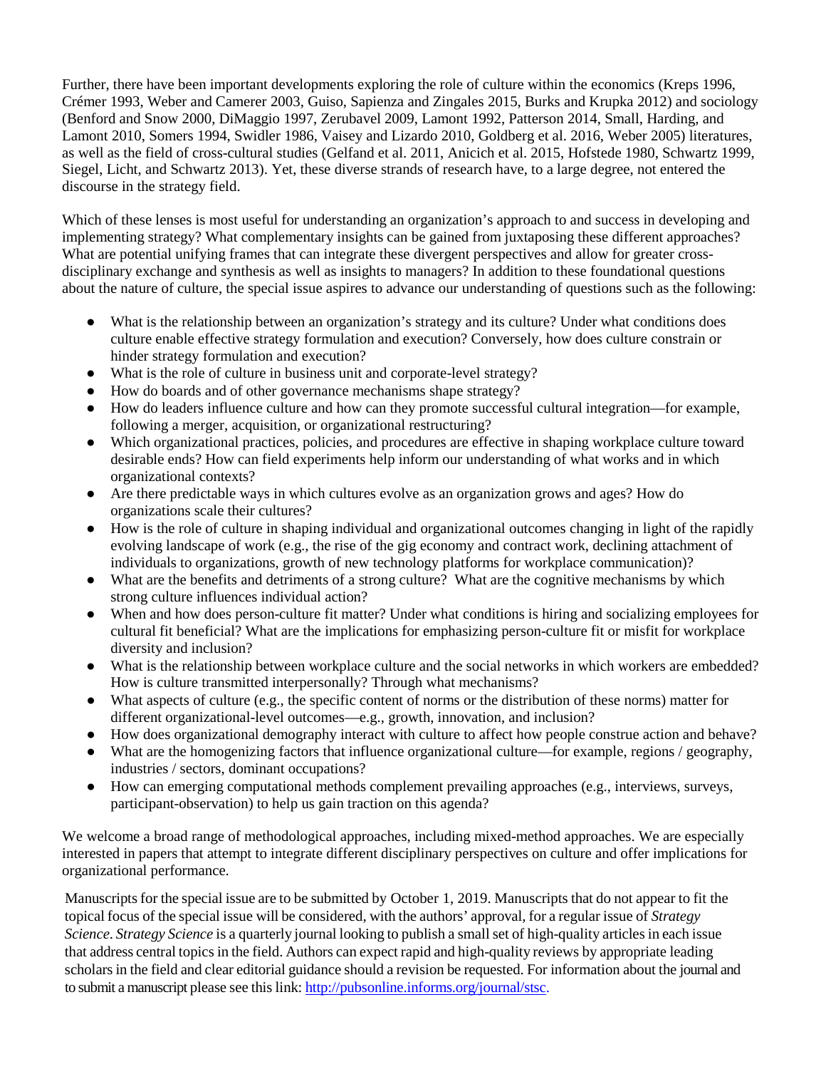Further, there have been important developments exploring the role of culture within the economics (Kreps 1996, Crémer 1993, Weber and Camerer 2003, Guiso, Sapienza and Zingales 2015, Burks and Krupka 2012) and sociology (Benford and Snow 2000, DiMaggio 1997, Zerubavel 2009, Lamont 1992, Patterson 2014, Small, Harding, and Lamont 2010, Somers 1994, Swidler 1986, Vaisey and Lizardo 2010, Goldberg et al. 2016, Weber 2005) literatures, as well as the field of cross-cultural studies (Gelfand et al. 2011, Anicich et al. 2015, Hofstede 1980, Schwartz 1999, Siegel, Licht, and Schwartz 2013). Yet, these diverse strands of research have, to a large degree, not entered the discourse in the strategy field.

Which of these lenses is most useful for understanding an organization's approach to and success in developing and implementing strategy? What complementary insights can be gained from juxtaposing these different approaches? What are potential unifying frames that can integrate these divergent perspectives and allow for greater cross-disciplinary exchange and synthesis as well as insights to managers? In addition to these foundational questions about the nature of culture, the special issue aspires to advance our understanding of questions such as the following:

- What is the relationship between an organization's strategy and its culture? Under what conditions does culture enable effective strategy formulation and execution? Conversely, how does culture constrain or hinder strategy formulation and execution?
- What is the role of culture in business unit and corporate-level strategy?
- How do boards and of other governance mechanisms shape strategy?
- How do leaders influence culture and how can they promote successful cultural integration—for example, following a merger, acquisition, or organizational restructuring?
- Which organizational practices, policies, and procedures are effective in shaping workplace culture toward desirable ends? How can field experiments help inform our understanding of what works and in which organizational contexts?
- Are there predictable ways in which cultures evolve as an organization grows and ages? How do organizations scale their cultures?
- How is the role of culture in shaping individual and organizational outcomes changing in light of the rapidly evolving landscape of work (e.g., the rise of the gig economy and contract work, declining attachment of individuals to organizations, growth of new technology platforms for workplace communication)?
- What are the benefits and detriments of a strong culture? What are the cognitive mechanisms by which strong culture influences individual action?
- When and how does person-culture fit matter? Under what conditions is hiring and socializing employees for cultural fit beneficial? What are the implications for emphasizing person-culture fit or misfit for workplace diversity and inclusion?
- What is the relationship between workplace culture and the social networks in which workers are embedded? How is culture transmitted interpersonally? Through what mechanisms?
- What aspects of culture (e.g., the specific content of norms or the distribution of these norms) matter for different organizational-level outcomes—e.g., growth, innovation, and inclusion?
- How does organizational demography interact with culture to affect how people construe action and behave?
- What are the homogenizing factors that influence organizational culture—for example, regions / geography, industries / sectors, dominant occupations?
- How can emerging computational methods complement prevailing approaches (e.g., interviews, surveys, participant-observation) to help us gain traction on this agenda?

We welcome a broad range of methodological approaches, including mixed-method approaches. We are especially interested in papers that attempt to integrate different disciplinary perspectives on culture and offer implications for organizational performance.

Manuscripts for the special issue are to be submitted by October 1, 2019. Manuscripts that do not appear to fit the topical focus of the special issue will be considered, with the authors' approval, for a regular issue of *Strategy Science*. *Strategy Science* is a quarterly journal looking to publish a small set of high-quality articles in each issue that address central topics in the field. Authors can expect rapid and high-quality reviews by appropriate leading scholars in the field and clear editorial guidance should a revision be requested. For information about the journal and to submit a manuscript please see this link: [http://pubsonline.informs.org/journal/stsc](http://pubsonline.informs.org/journal/stsc).